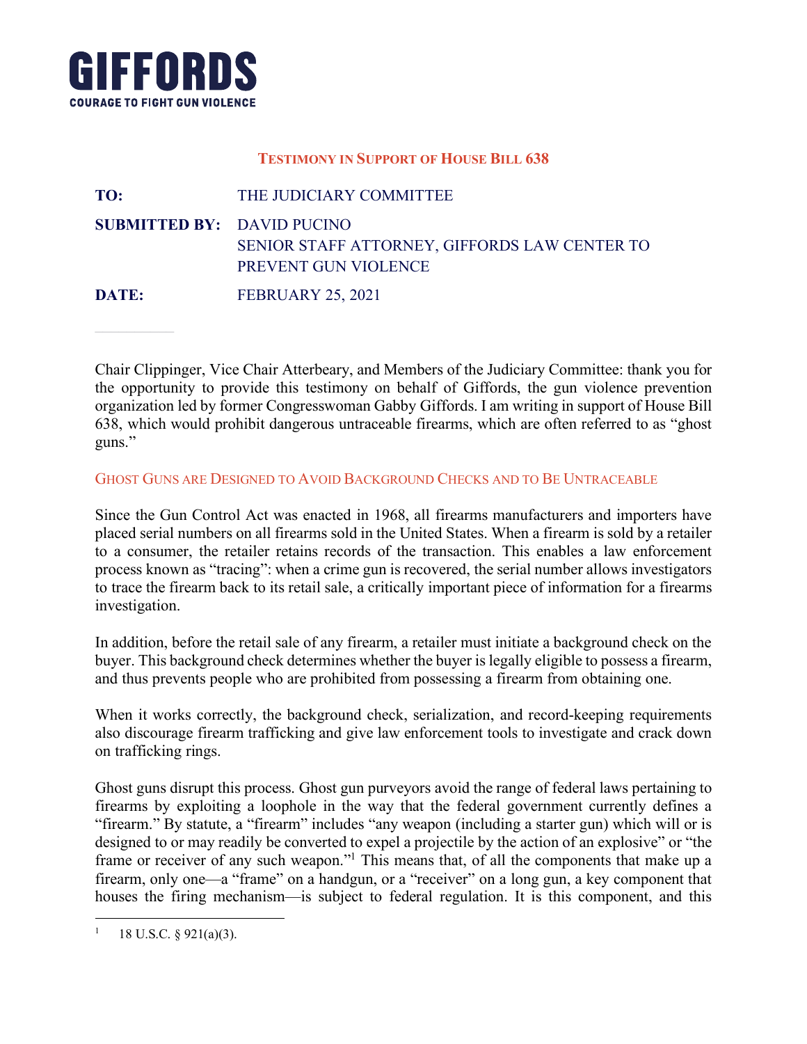**GIFFORDS**
**COURAGE TO FIGHT GUN VIOLENCE**

## Testimony in Support of House Bill 638

**TO:** THE JUDICIARY COMMITTEE

**SUBMITTED BY:** DAVID PUCINO
SENIOR STAFF ATTORNEY, GIFFORDS LAW CENTER TO PREVENT GUN VIOLENCE

**DATE:** FEBRUARY 25, 2021

---

Chair Clippinger, Vice Chair Atterbeary, and Members of the Judiciary Committee: thank you for the opportunity to provide this testimony on behalf of Giffords, the gun violence prevention organization led by former Congresswoman Gabby Giffords. I am writing in support of House Bill 638, which would prohibit dangerous untraceable firearms, which are often referred to as "ghost guns."

### Ghost Guns are Designed to Avoid Background Checks and to Be Untraceable

Since the Gun Control Act was enacted in 1968, all firearms manufacturers and importers have placed serial numbers on all firearms sold in the United States. When a firearm is sold by a retailer to a consumer, the retailer retains records of the transaction. This enables a law enforcement process known as "tracing": when a crime gun is recovered, the serial number allows investigators to trace the firearm back to its retail sale, a critically important piece of information for a firearms investigation.

In addition, before the retail sale of any firearm, a retailer must initiate a background check on the buyer. This background check determines whether the buyer is legally eligible to possess a firearm, and thus prevents people who are prohibited from possessing a firearm from obtaining one.

When it works correctly, the background check, serialization, and record-keeping requirements also discourage firearm trafficking and give law enforcement tools to investigate and crack down on trafficking rings.

Ghost guns disrupt this process. Ghost gun purveyors avoid the range of federal laws pertaining to firearms by exploiting a loophole in the way that the federal government currently defines a "firearm." By statute, a "firearm" includes "any weapon (including a starter gun) which will or is designed to or may readily be converted to expel a projectile by the action of an explosive" or "the frame or receiver of any such weapon."[1] This means that, of all the components that make up a firearm, only one—a "frame" on a handgun, or a "receiver" on a long gun, a key component that houses the firing mechanism—is subject to federal regulation. It is this component, and this

---

[1] 18 U.S.C. § 921(a)(3).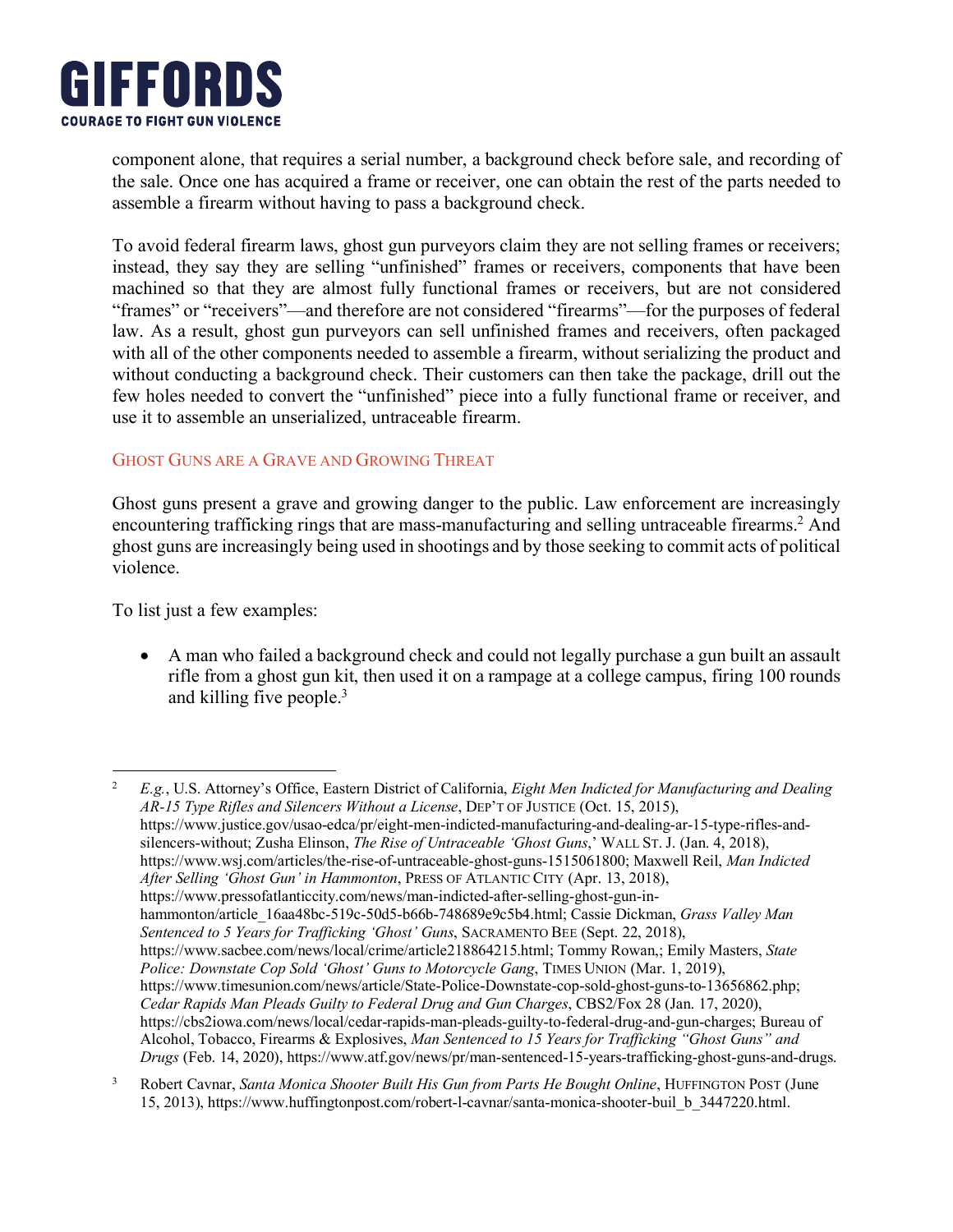component alone, that requires a serial number, a background check before sale, and recording of the sale. Once one has acquired a frame or receiver, one can obtain the rest of the parts needed to assemble a firearm without having to pass a background check.

To avoid federal firearm laws, ghost gun purveyors claim they are not selling frames or receivers; instead, they say they are selling "unfinished" frames or receivers, components that have been machined so that they are almost fully functional frames or receivers, but are not considered "frames" or "receivers"—and therefore are not considered "firearms"—for the purposes of federal law. As a result, ghost gun purveyors can sell unfinished frames and receivers, often packaged with all of the other components needed to assemble a firearm, without serializing the product and without conducting a background check. Their customers can then take the package, drill out the few holes needed to convert the "unfinished" piece into a fully functional frame or receiver, and use it to assemble an unserialized, untraceable firearm.

### Ghost Guns are a Grave and Growing Threat

Ghost guns present a grave and growing danger to the public. Law enforcement are increasingly encountering trafficking rings that are mass-manufacturing and selling untraceable firearms.[2] And ghost guns are increasingly being used in shootings and by those seeking to commit acts of political violence.

To list just a few examples:

- A man who failed a background check and could not legally purchase a gun built an assault rifle from a ghost gun kit, then used it on a rampage at a college campus, firing 100 rounds and killing five people.[3]

---

[2] *E.g.*, U.S. Attorney's Office, Eastern District of California, *Eight Men Indicted for Manufacturing and Dealing AR-15 Type Rifles and Silencers Without a License*, Dep't of Justice (Oct. 15, 2015), https://www.justice.gov/usao-edca/pr/eight-men-indicted-manufacturing-and-dealing-ar-15-type-rifles-and-silencers-without; Zusha Elinson, *The Rise of Untraceable 'Ghost Guns*,' Wall St. J. (Jan. 4, 2018), https://www.wsj.com/articles/the-rise-of-untraceable-ghost-guns-1515061800; Maxwell Reil, *Man Indicted After Selling 'Ghost Gun' in Hammonton*, Press of Atlantic City (Apr. 13, 2018), https://www.pressofatlanticcity.com/news/man-indicted-after-selling-ghost-gun-in-hammonton/article_16aa48bc-519c-50d5-b66b-748689e9c5b4.html; Cassie Dickman, *Grass Valley Man Sentenced to 5 Years for Trafficking 'Ghost' Guns*, Sacramento Bee (Sept. 22, 2018), https://www.sacbee.com/news/local/crime/article218864215.html; Tommy Rowan,; Emily Masters, *State Police: Downstate Cop Sold 'Ghost' Guns to Motorcycle Gang*, Times Union (Mar. 1, 2019), https://www.timesunion.com/news/article/State-Police-Downstate-cop-sold-ghost-guns-to-13656862.php; *Cedar Rapids Man Pleads Guilty to Federal Drug and Gun Charges*, CBS2/Fox 28 (Jan. 17, 2020), https://cbs2iowa.com/news/local/cedar-rapids-man-pleads-guilty-to-federal-drug-and-gun-charges; Bureau of Alcohol, Tobacco, Firearms & Explosives, *Man Sentenced to 15 Years for Trafficking "Ghost Guns" and Drugs* (Feb. 14, 2020), https://www.atf.gov/news/pr/man-sentenced-15-years-trafficking-ghost-guns-and-drugs.

[3] Robert Cavnar, *Santa Monica Shooter Built His Gun from Parts He Bought Online*, Huffington Post (June 15, 2013), https://www.huffingtonpost.com/robert-l-cavnar/santa-monica-shooter-buil_b_3447220.html.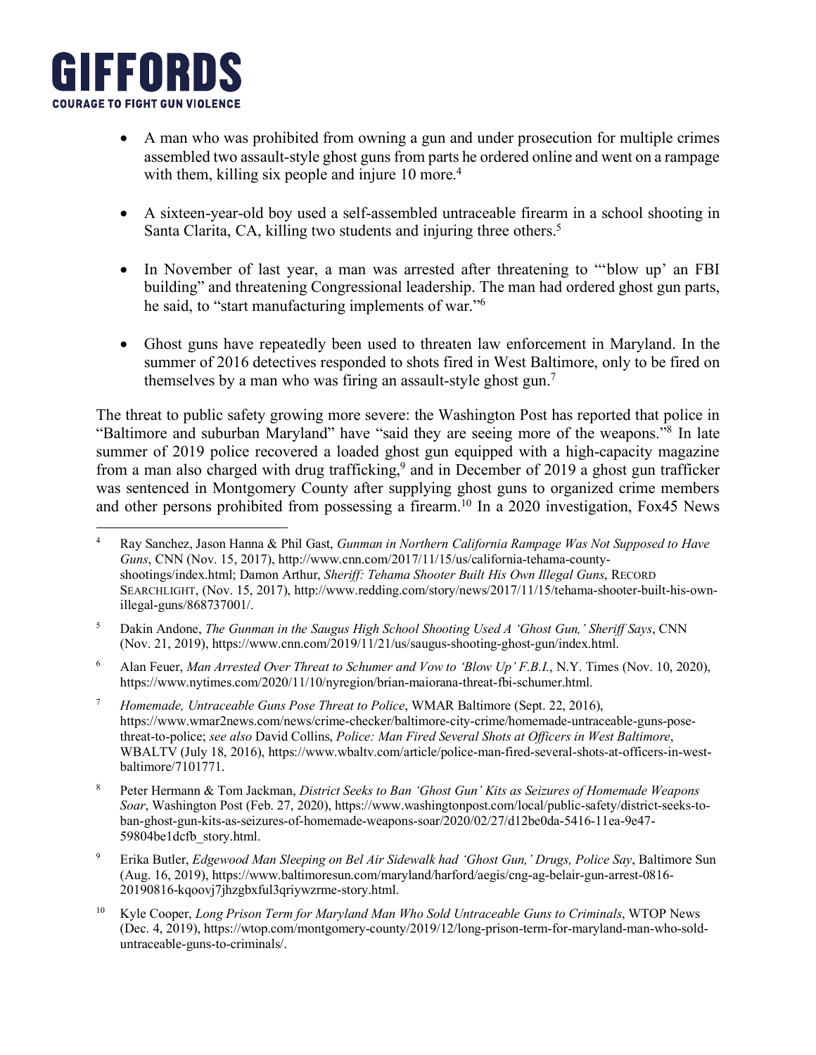- A man who was prohibited from owning a gun and under prosecution for multiple crimes assembled two assault-style ghost guns from parts he ordered online and went on a rampage with them, killing six people and injure 10 more.[4]

- A sixteen-year-old boy used a self-assembled untraceable firearm in a school shooting in Santa Clarita, CA, killing two students and injuring three others.[5]

- In November of last year, a man was arrested after threatening to "'blow up' an FBI building" and threatening Congressional leadership. The man had ordered ghost gun parts, he said, to "start manufacturing implements of war."[6]

- Ghost guns have repeatedly been used to threaten law enforcement in Maryland. In the summer of 2016 detectives responded to shots fired in West Baltimore, only to be fired on themselves by a man who was firing an assault-style ghost gun.[7]

The threat to public safety growing more severe: the Washington Post has reported that police in "Baltimore and suburban Maryland" have "said they are seeing more of the weapons."[8] In late summer of 2019 police recovered a loaded ghost gun equipped with a high-capacity magazine from a man also charged with drug trafficking,[9] and in December of 2019 a ghost gun trafficker was sentenced in Montgomery County after supplying ghost guns to organized crime members and other persons prohibited from possessing a firearm.[10] In a 2020 investigation, Fox45 News

---

[4] Ray Sanchez, Jason Hanna & Phil Gast, *Gunman in Northern California Rampage Was Not Supposed to Have Guns*, CNN (Nov. 15, 2017), http://www.cnn.com/2017/11/15/us/california-tehama-county-shootings/index.html; Damon Arthur, *Sheriff: Tehama Shooter Built His Own Illegal Guns*, RECORD SEARCHLIGHT, (Nov. 15, 2017), http://www.redding.com/story/news/2017/11/15/tehama-shooter-built-his-own-illegal-guns/868737001/.

[5] Dakin Andone, *The Gunman in the Saugus High School Shooting Used A 'Ghost Gun,' Sheriff Says*, CNN (Nov. 21, 2019), https://www.cnn.com/2019/11/21/us/saugus-shooting-ghost-gun/index.html.

[6] Alan Feuer, *Man Arrested Over Threat to Schumer and Vow to 'Blow Up' F.B.I.*, N.Y. Times (Nov. 10, 2020), https://www.nytimes.com/2020/11/10/nyregion/brian-maiorana-threat-fbi-schumer.html.

[7] *Homemade, Untraceable Guns Pose Threat to Police*, WMAR Baltimore (Sept. 22, 2016), https://www.wmar2news.com/news/crime-checker/baltimore-city-crime/homemade-untraceable-guns-pose-threat-to-police; *see also* David Collins, *Police: Man Fired Several Shots at Officers in West Baltimore*, WBALTV (July 18, 2016), https://www.wbaltv.com/article/police-man-fired-several-shots-at-officers-in-west-baltimore/7101771.

[8] Peter Hermann & Tom Jackman, *District Seeks to Ban 'Ghost Gun' Kits as Seizures of Homemade Weapons Soar*, Washington Post (Feb. 27, 2020), https://www.washingtonpost.com/local/public-safety/district-seeks-to-ban-ghost-gun-kits-as-seizures-of-homemade-weapons-soar/2020/02/27/d12be0da-5416-11ea-9e47-59804be1dcfb_story.html.

[9] Erika Butler, *Edgewood Man Sleeping on Bel Air Sidewalk had 'Ghost Gun,' Drugs, Police Say*, Baltimore Sun (Aug. 16, 2019), https://www.baltimoresun.com/maryland/harford/aegis/cng-ag-belair-gun-arrest-0816-20190816-kqoovj7jhzgbxful3qriywzrme-story.html.

[10] Kyle Cooper, *Long Prison Term for Maryland Man Who Sold Untraceable Guns to Criminals*, WTOP News (Dec. 4, 2019), https://wtop.com/montgomery-county/2019/12/long-prison-term-for-maryland-man-who-sold-untraceable-guns-to-criminals/.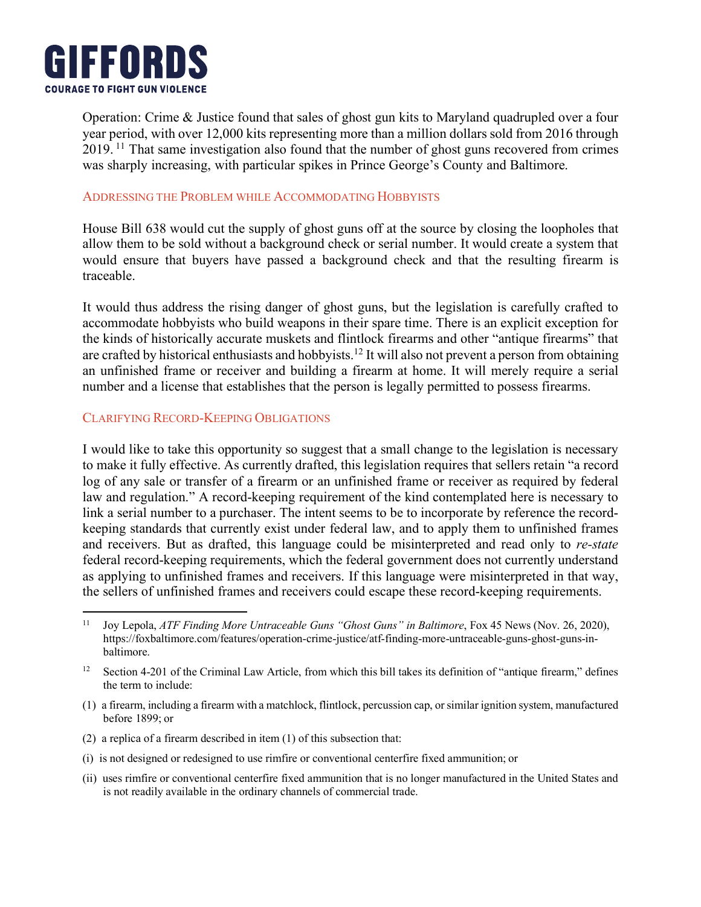Operation: Crime & Justice found that sales of ghost gun kits to Maryland quadrupled over a four year period, with over 12,000 kits representing more than a million dollars sold from 2016 through 2019. [11] That same investigation also found that the number of ghost guns recovered from crimes was sharply increasing, with particular spikes in Prince George's County and Baltimore.

### Addressing the Problem while Accommodating Hobbyists

House Bill 638 would cut the supply of ghost guns off at the source by closing the loopholes that allow them to be sold without a background check or serial number. It would create a system that would ensure that buyers have passed a background check and that the resulting firearm is traceable.

It would thus address the rising danger of ghost guns, but the legislation is carefully crafted to accommodate hobbyists who build weapons in their spare time. There is an explicit exception for the kinds of historically accurate muskets and flintlock firearms and other "antique firearms" that are crafted by historical enthusiasts and hobbyists.[12] It will also not prevent a person from obtaining an unfinished frame or receiver and building a firearm at home. It will merely require a serial number and a license that establishes that the person is legally permitted to possess firearms.

### Clarifying Record-Keeping Obligations

I would like to take this opportunity so suggest that a small change to the legislation is necessary to make it fully effective. As currently drafted, this legislation requires that sellers retain "a record log of any sale or transfer of a firearm or an unfinished frame or receiver as required by federal law and regulation." A record-keeping requirement of the kind contemplated here is necessary to link a serial number to a purchaser. The intent seems to be to incorporate by reference the record-keeping standards that currently exist under federal law, and to apply them to unfinished frames and receivers. But as drafted, this language could be misinterpreted and read only to *re-state* federal record-keeping requirements, which the federal government does not currently understand as applying to unfinished frames and receivers. If this language were misinterpreted in that way, the sellers of unfinished frames and receivers could escape these record-keeping requirements.

---

[11] Joy Lepola, *ATF Finding More Untraceable Guns "Ghost Guns" in Baltimore*, Fox 45 News (Nov. 26, 2020), https://foxbaltimore.com/features/operation-crime-justice/atf-finding-more-untraceable-guns-ghost-guns-in-baltimore.

[12] Section 4-201 of the Criminal Law Article, from which this bill takes its definition of "antique firearm," defines the term to include:

(1) a firearm, including a firearm with a matchlock, flintlock, percussion cap, or similar ignition system, manufactured before 1899; or

(2) a replica of a firearm described in item (1) of this subsection that:

(i) is not designed or redesigned to use rimfire or conventional centerfire fixed ammunition; or

(ii) uses rimfire or conventional centerfire fixed ammunition that is no longer manufactured in the United States and is not readily available in the ordinary channels of commercial trade.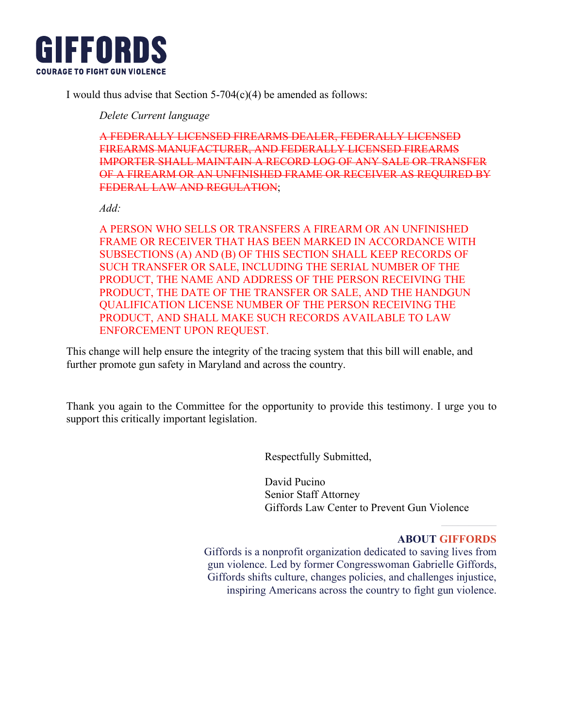**GIFFORDS**
**COURAGE TO FIGHT GUN VIOLENCE**

I would thus advise that Section 5-704(c)(4) be amended as follows:

> *Delete Current language*
>
> ~~A FEDERALLY LICENSED FIREARMS DEALER, FEDERALLY LICENSED FIREARMS MANUFACTURER, AND FEDERALLY LICENSED FIREARMS IMPORTER SHALL MAINTAIN A RECORD LOG OF ANY SALE OR TRANSFER OF A FIREARM OR AN UNFINISHED FRAME OR RECEIVER AS REQUIRED BY FEDERAL LAW AND REGULATION~~;
>
> *Add:*
>
> A PERSON WHO SELLS OR TRANSFERS A FIREARM OR AN UNFINISHED FRAME OR RECEIVER THAT HAS BEEN MARKED IN ACCORDANCE WITH SUBSECTIONS (A) AND (B) OF THIS SECTION SHALL KEEP RECORDS OF SUCH TRANSFER OR SALE, INCLUDING THE SERIAL NUMBER OF THE PRODUCT, THE NAME AND ADDRESS OF THE PERSON RECEIVING THE PRODUCT, THE DATE OF THE TRANSFER OR SALE, AND THE HANDGUN QUALIFICATION LICENSE NUMBER OF THE PERSON RECEIVING THE PRODUCT, AND SHALL MAKE SUCH RECORDS AVAILABLE TO LAW ENFORCEMENT UPON REQUEST.

This change will help ensure the integrity of the tracing system that this bill will enable, and further promote gun safety in Maryland and across the country.

Thank you again to the Committee for the opportunity to provide this testimony. I urge you to support this critically important legislation.

Respectfully Submitted,

David Pucino
Senior Staff Attorney
Giffords Law Center to Prevent Gun Violence

**ABOUT GIFFORDS**
Giffords is a nonprofit organization dedicated to saving lives from gun violence. Led by former Congresswoman Gabrielle Giffords, Giffords shifts culture, changes policies, and challenges injustice, inspiring Americans across the country to fight gun violence.